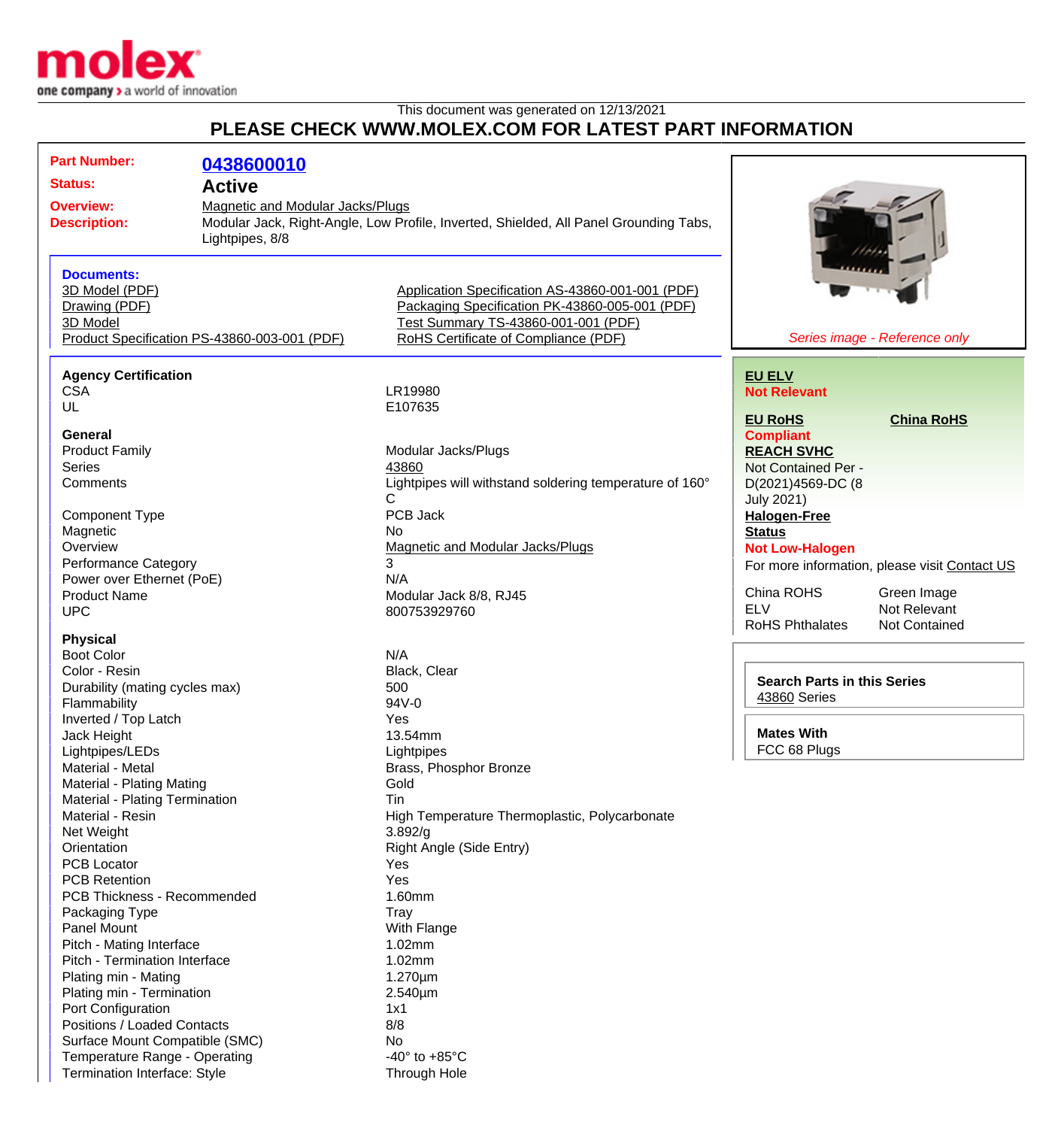molex
one company > a world of innovation

This document was generated on 12/13/2021

# PLEASE CHECK WWW.MOLEX.COM FOR LATEST PART INFORMATION

| | |
|---|---|
| **Part Number:** | **0438600010** |
| **Status:** | **Active** |
| **Overview:** | Magnetic and Modular Jacks/Plugs |
| **Description:** | Modular Jack, Right-Angle, Low Profile, Inverted, Shielded, All Panel Grounding Tabs, Lightpipes, 8/8 |

*Series image - Reference only*

**Documents:**

- 3D Model (PDF)
- Drawing (PDF)
- 3D Model
- Product Specification PS-43860-003-001 (PDF)
- Application Specification AS-43860-001-001 (PDF)
- Packaging Specification PK-43860-005-001 (PDF)
- Test Summary TS-43860-001-001 (PDF)
- RoHS Certificate of Compliance (PDF)

**EU ELV**
**Not Relevant**

**EU RoHS**
**Compliant**

**China RoHS**

**REACH SVHC**
Not Contained Per - D(2021)4569-DC (8 July 2021)

**Halogen-Free Status**
**Not Low-Halogen**

For more information, please visit Contact US

| | |
|---|---|
| China ROHS | Green Image |
| ELV | Not Relevant |
| RoHS Phthalates | Not Contained |

**Search Parts in this Series**
43860 Series

**Mates With**
FCC 68 Plugs

### Agency Certification

| | |
|---|---|
| CSA | LR19980 |
| UL | E107635 |

### General

| | |
|---|---|
| Product Family | Modular Jacks/Plugs |
| Series | 43860 |
| Comments | Lightpipes will withstand soldering temperature of 160° C |
| Component Type | PCB Jack |
| Magnetic | No |
| Overview | Magnetic and Modular Jacks/Plugs |
| Performance Category | 3 |
| Power over Ethernet (PoE) | N/A |
| Product Name | Modular Jack 8/8, RJ45 |
| UPC | 800753929760 |

### Physical

| | |
|---|---|
| Boot Color | N/A |
| Color - Resin | Black, Clear |
| Durability (mating cycles max) | 500 |
| Flammability | 94V-0 |
| Inverted / Top Latch | Yes |
| Jack Height | 13.54mm |
| Lightpipes/LEDs | Lightpipes |
| Material - Metal | Brass, Phosphor Bronze |
| Material - Plating Mating | Gold |
| Material - Plating Termination | Tin |
| Material - Resin | High Temperature Thermoplastic, Polycarbonate |
| Net Weight | 3.892/g |
| Orientation | Right Angle (Side Entry) |
| PCB Locator | Yes |
| PCB Retention | Yes |
| PCB Thickness - Recommended | 1.60mm |
| Packaging Type | Tray |
| Panel Mount | With Flange |
| Pitch - Mating Interface | 1.02mm |
| Pitch - Termination Interface | 1.02mm |
| Plating min - Mating | 1.270µm |
| Plating min - Termination | 2.540µm |
| Port Configuration | 1x1 |
| Positions / Loaded Contacts | 8/8 |
| Surface Mount Compatible (SMC) | No |
| Temperature Range - Operating | -40° to +85°C |
| Termination Interface: Style | Through Hole |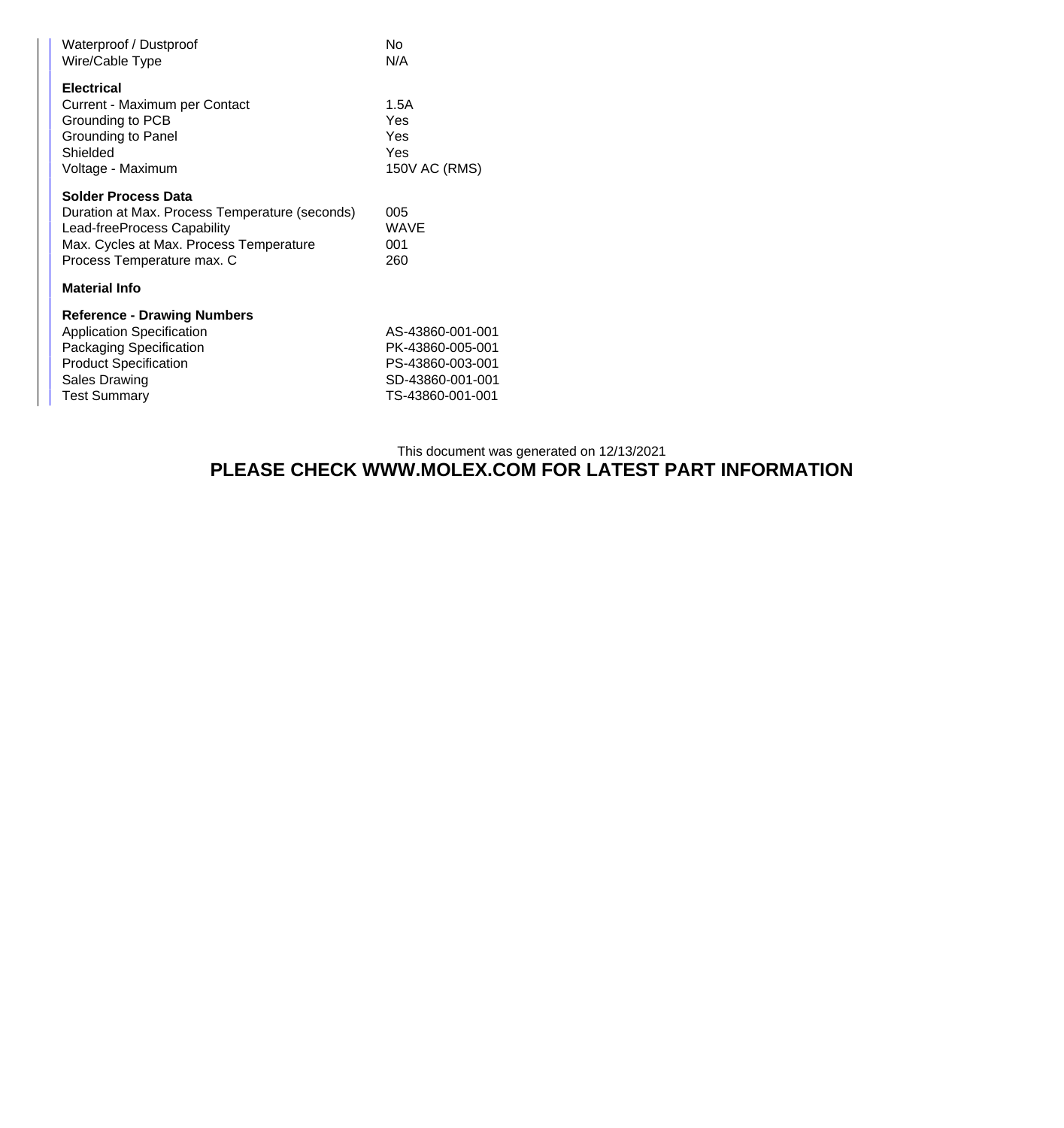| | |
|---|---|
| Waterproof / Dustproof | No |
| Wire/Cable Type | N/A |

**Electrical**

| | |
|---|---|
| Current - Maximum per Contact | 1.5A |
| Grounding to PCB | Yes |
| Grounding to Panel | Yes |
| Shielded | Yes |
| Voltage - Maximum | 150V AC (RMS) |

**Solder Process Data**

| | |
|---|---|
| Duration at Max. Process Temperature (seconds) | 005 |
| Lead-freeProcess Capability | WAVE |
| Max. Cycles at Max. Process Temperature | 001 |
| Process Temperature max. C | 260 |

**Material Info**

**Reference - Drawing Numbers**

| | |
|---|---|
| Application Specification | AS-43860-001-001 |
| Packaging Specification | PK-43860-005-001 |
| Product Specification | PS-43860-003-001 |
| Sales Drawing | SD-43860-001-001 |
| Test Summary | TS-43860-001-001 |

This document was generated on 12/13/2021

**PLEASE CHECK WWW.MOLEX.COM FOR LATEST PART INFORMATION**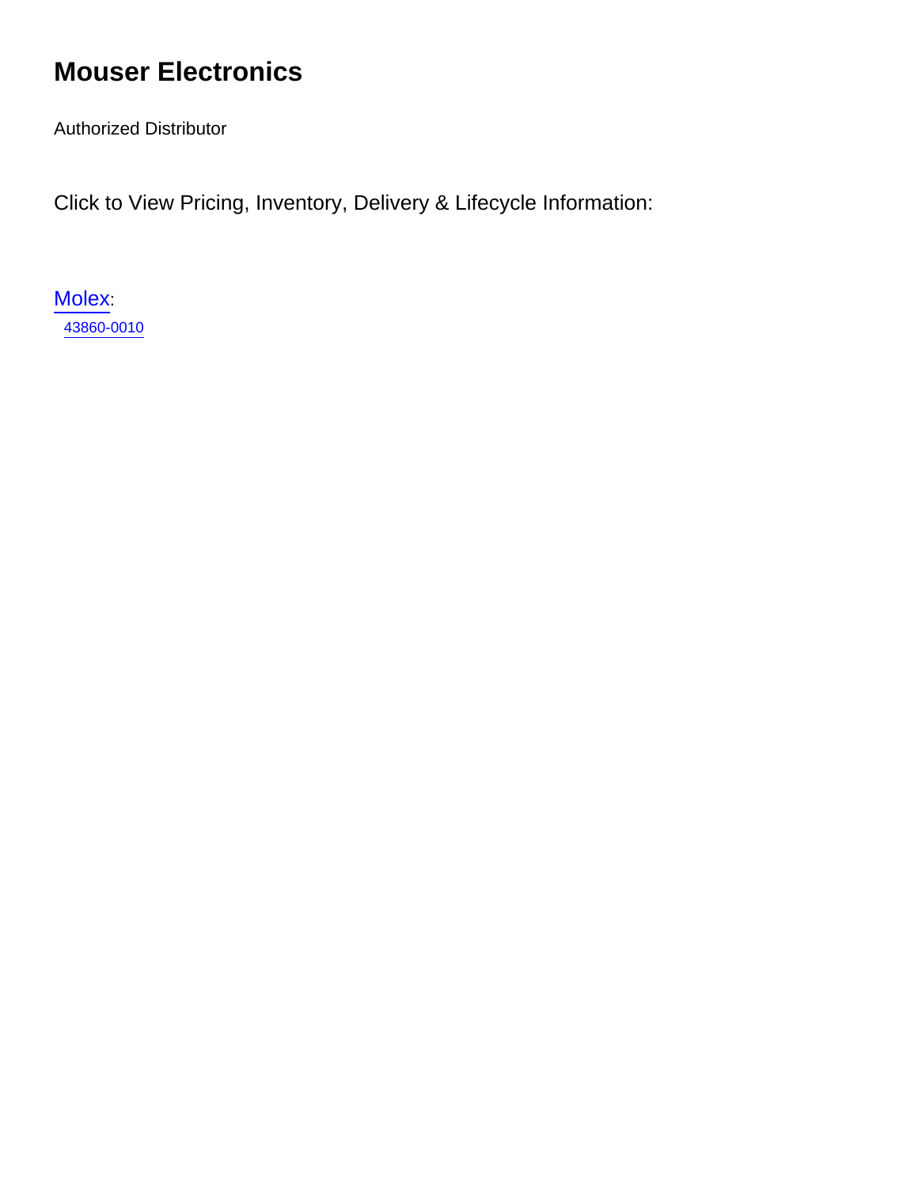# Mouser Electronics

Authorized Distributor

Click to View Pricing, Inventory, Delivery & Lifecycle Information:

Molex:

43860-0010